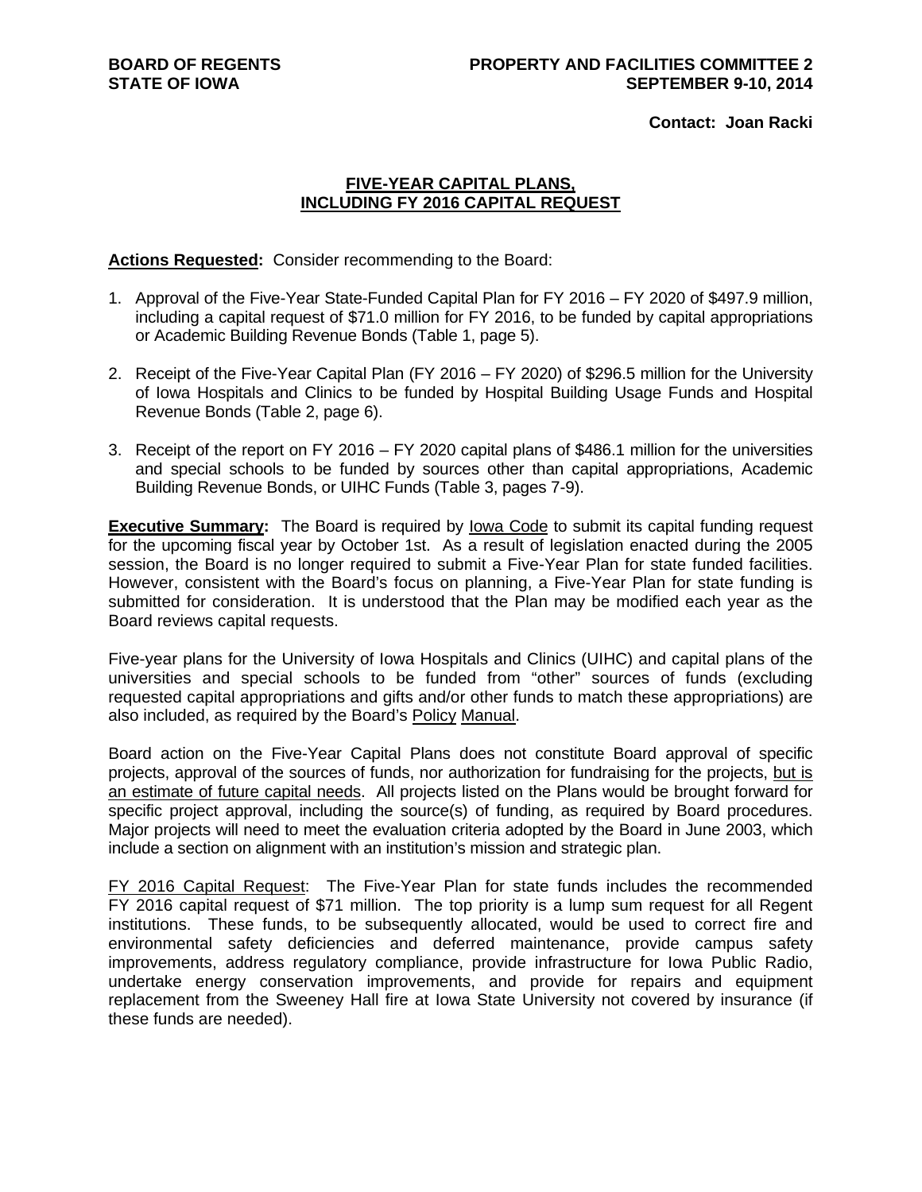**BOARD OF REGENTS**
**STATE OF IOWA**

**PROPERTY AND FACILITIES COMMITTEE 2**
**SEPTEMBER 9-10, 2014**

**Contact: Joan Racki**

## FIVE-YEAR CAPITAL PLANS, INCLUDING FY 2016 CAPITAL REQUEST

**Actions Requested:** Consider recommending to the Board:

1. Approval of the Five-Year State-Funded Capital Plan for FY 2016 – FY 2020 of $497.9 million, including a capital request of $71.0 million for FY 2016, to be funded by capital appropriations or Academic Building Revenue Bonds (Table 1, page 5).
2. Receipt of the Five-Year Capital Plan (FY 2016 – FY 2020) of $296.5 million for the University of Iowa Hospitals and Clinics to be funded by Hospital Building Usage Funds and Hospital Revenue Bonds (Table 2, page 6).
3. Receipt of the report on FY 2016 – FY 2020 capital plans of $486.1 million for the universities and special schools to be funded by sources other than capital appropriations, Academic Building Revenue Bonds, or UIHC Funds (Table 3, pages 7-9).

**Executive Summary:** The Board is required by Iowa Code to submit its capital funding request for the upcoming fiscal year by October 1st. As a result of legislation enacted during the 2005 session, the Board is no longer required to submit a Five-Year Plan for state funded facilities. However, consistent with the Board's focus on planning, a Five-Year Plan for state funding is submitted for consideration. It is understood that the Plan may be modified each year as the Board reviews capital requests.

Five-year plans for the University of Iowa Hospitals and Clinics (UIHC) and capital plans of the universities and special schools to be funded from "other" sources of funds (excluding requested capital appropriations and gifts and/or other funds to match these appropriations) are also included, as required by the Board's Policy Manual.

Board action on the Five-Year Capital Plans does not constitute Board approval of specific projects, approval of the sources of funds, nor authorization for fundraising for the projects, but is an estimate of future capital needs. All projects listed on the Plans would be brought forward for specific project approval, including the source(s) of funding, as required by Board procedures. Major projects will need to meet the evaluation criteria adopted by the Board in June 2003, which include a section on alignment with an institution's mission and strategic plan.

FY 2016 Capital Request: The Five-Year Plan for state funds includes the recommended FY 2016 capital request of $71 million. The top priority is a lump sum request for all Regent institutions. These funds, to be subsequently allocated, would be used to correct fire and environmental safety deficiencies and deferred maintenance, provide campus safety improvements, address regulatory compliance, provide infrastructure for Iowa Public Radio, undertake energy conservation improvements, and provide for repairs and equipment replacement from the Sweeney Hall fire at Iowa State University not covered by insurance (if these funds are needed).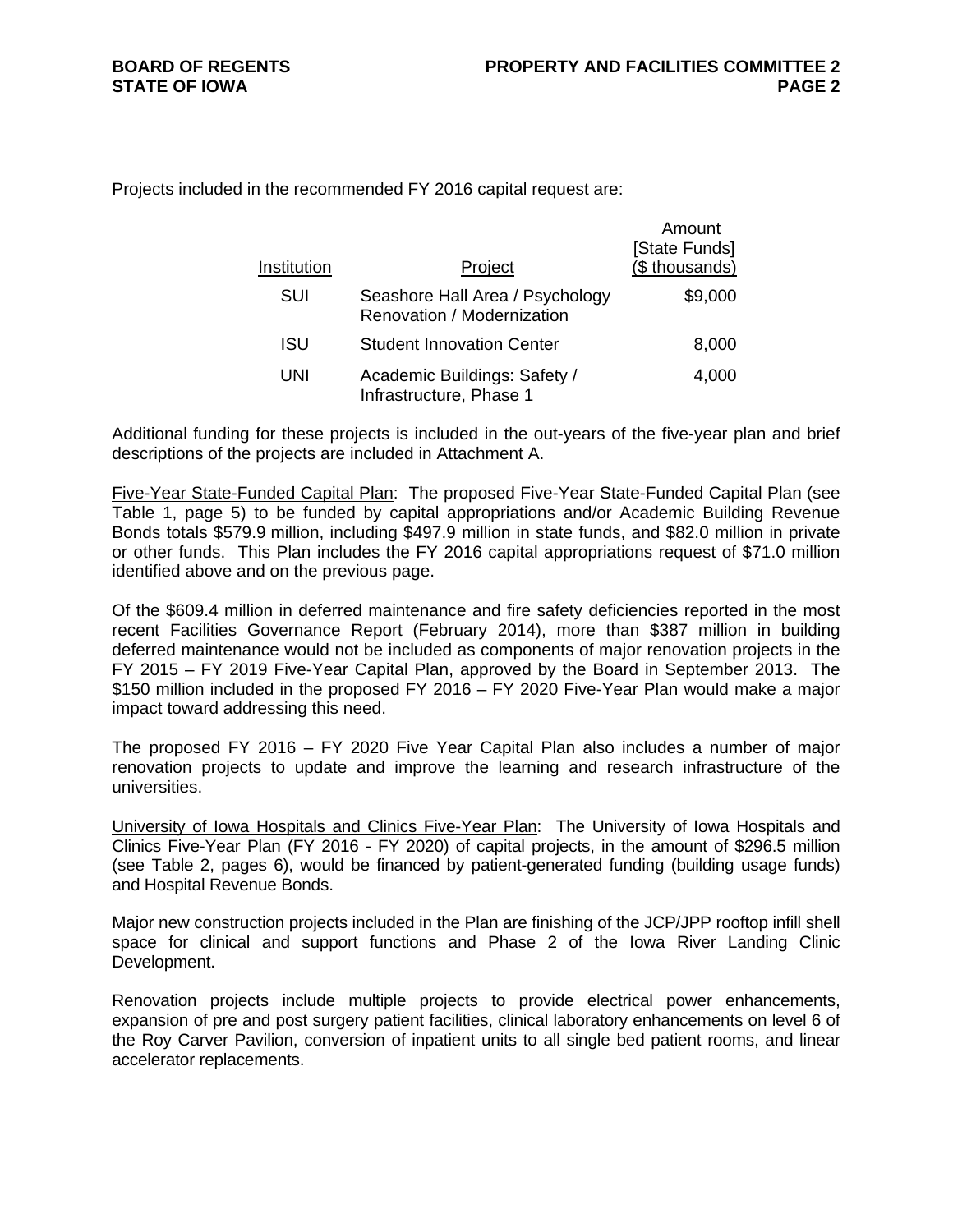Projects included in the recommended FY 2016 capital request are:

| Institution | Project | Amount [State Funds] ($ thousands) |
|---|---|---|
| SUI | Seashore Hall Area / Psychology Renovation / Modernization | $9,000 |
| ISU | Student Innovation Center | 8,000 |
| UNI | Academic Buildings: Safety / Infrastructure, Phase 1 | 4,000 |

Additional funding for these projects is included in the out-years of the five-year plan and brief descriptions of the projects are included in Attachment A.

Five-Year State-Funded Capital Plan: The proposed Five-Year State-Funded Capital Plan (see Table 1, page 5) to be funded by capital appropriations and/or Academic Building Revenue Bonds totals $579.9 million, including $497.9 million in state funds, and $82.0 million in private or other funds. This Plan includes the FY 2016 capital appropriations request of $71.0 million identified above and on the previous page.

Of the $609.4 million in deferred maintenance and fire safety deficiencies reported in the most recent Facilities Governance Report (February 2014), more than $387 million in building deferred maintenance would not be included as components of major renovation projects in the FY 2015 – FY 2019 Five-Year Capital Plan, approved by the Board in September 2013. The $150 million included in the proposed FY 2016 – FY 2020 Five-Year Plan would make a major impact toward addressing this need.

The proposed FY 2016 – FY 2020 Five Year Capital Plan also includes a number of major renovation projects to update and improve the learning and research infrastructure of the universities.

University of Iowa Hospitals and Clinics Five-Year Plan: The University of Iowa Hospitals and Clinics Five-Year Plan (FY 2016 - FY 2020) of capital projects, in the amount of $296.5 million (see Table 2, pages 6), would be financed by patient-generated funding (building usage funds) and Hospital Revenue Bonds.

Major new construction projects included in the Plan are finishing of the JCP/JPP rooftop infill shell space for clinical and support functions and Phase 2 of the Iowa River Landing Clinic Development.

Renovation projects include multiple projects to provide electrical power enhancements, expansion of pre and post surgery patient facilities, clinical laboratory enhancements on level 6 of the Roy Carver Pavilion, conversion of inpatient units to all single bed patient rooms, and linear accelerator replacements.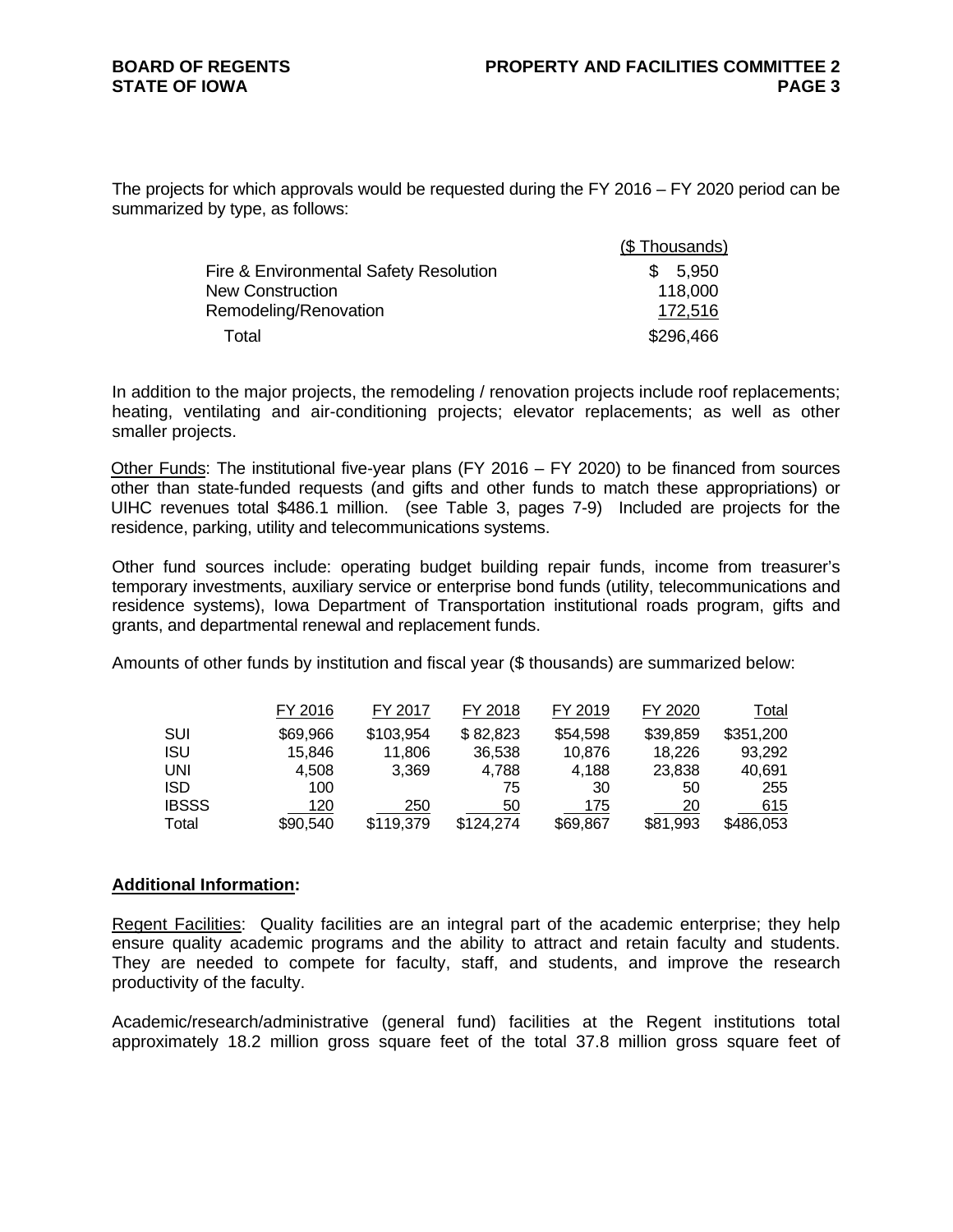The projects for which approvals would be requested during the FY 2016 – FY 2020 period can be summarized by type, as follows:

| | ($ Thousands) |
|---|---|
| Fire & Environmental Safety Resolution | $ 5,950 |
| New Construction | 118,000 |
| Remodeling/Renovation | 172,516 |
| Total | $296,466 |

In addition to the major projects, the remodeling / renovation projects include roof replacements; heating, ventilating and air-conditioning projects; elevator replacements; as well as other smaller projects.

Other Funds: The institutional five-year plans (FY 2016 – FY 2020) to be financed from sources other than state-funded requests (and gifts and other funds to match these appropriations) or UIHC revenues total $486.1 million. (see Table 3, pages 7-9) Included are projects for the residence, parking, utility and telecommunications systems.

Other fund sources include: operating budget building repair funds, income from treasurer's temporary investments, auxiliary service or enterprise bond funds (utility, telecommunications and residence systems), Iowa Department of Transportation institutional roads program, gifts and grants, and departmental renewal and replacement funds.

Amounts of other funds by institution and fiscal year ($ thousands) are summarized below:

| | FY 2016 | FY 2017 | FY 2018 | FY 2019 | FY 2020 | Total |
|---|---|---|---|---|---|---|
| SUI | $69,966 | $103,954 | $ 82,823 | $54,598 | $39,859 | $351,200 |
| ISU | 15,846 | 11,806 | 36,538 | 10,876 | 18,226 | 93,292 |
| UNI | 4,508 | 3,369 | 4,788 | 4,188 | 23,838 | 40,691 |
| ISD | 100 | | 75 | 30 | 50 | 255 |
| IBSSS | 120 | 250 | 50 | 175 | 20 | 615 |
| Total | $90,540 | $119,379 | $124,274 | $69,867 | $81,993 | $486,053 |

**Additional Information:**

Regent Facilities: Quality facilities are an integral part of the academic enterprise; they help ensure quality academic programs and the ability to attract and retain faculty and students. They are needed to compete for faculty, staff, and students, and improve the research productivity of the faculty.

Academic/research/administrative (general fund) facilities at the Regent institutions total approximately 18.2 million gross square feet of the total 37.8 million gross square feet of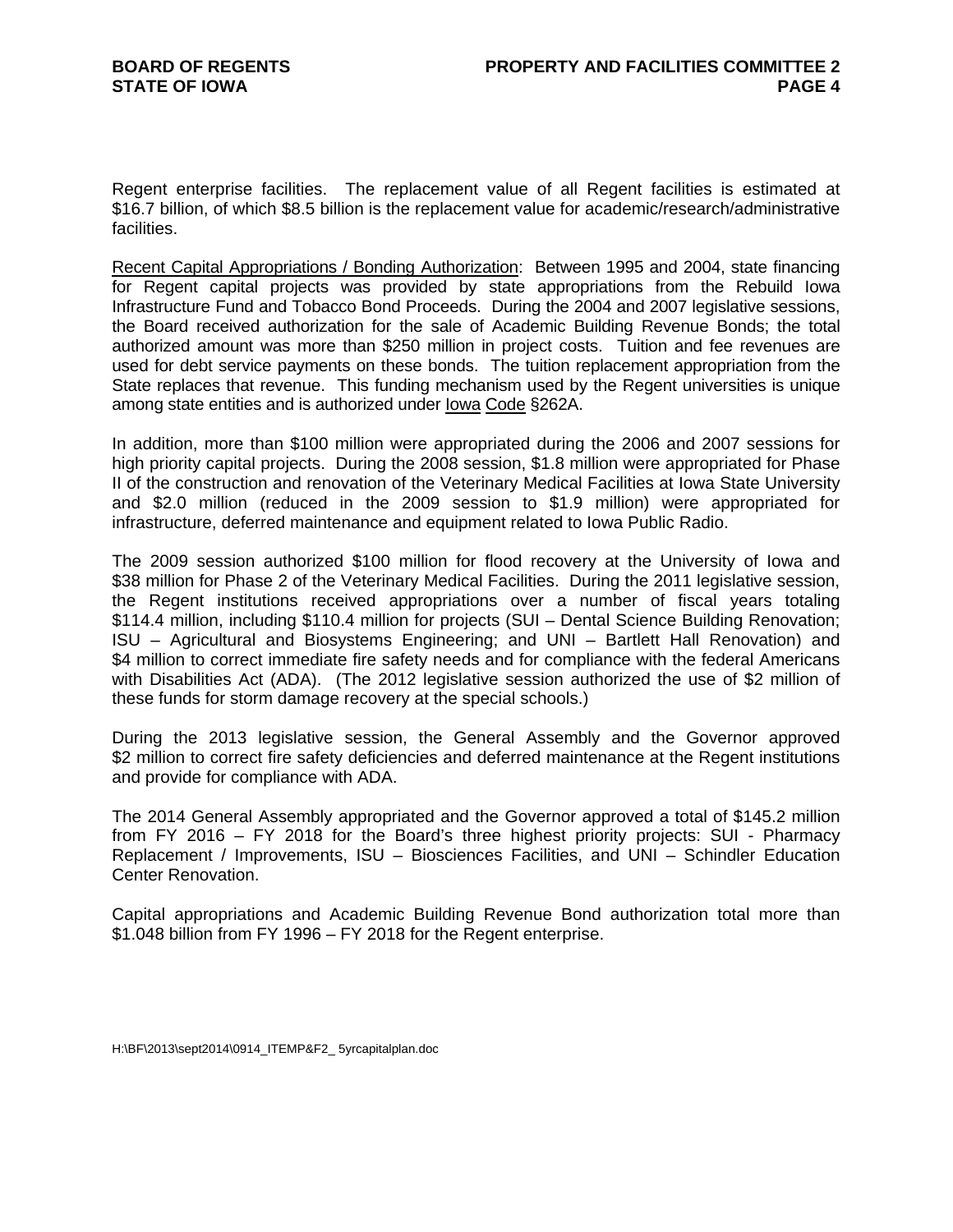Regent enterprise facilities. The replacement value of all Regent facilities is estimated at $16.7 billion, of which $8.5 billion is the replacement value for academic/research/administrative facilities.

Recent Capital Appropriations / Bonding Authorization: Between 1995 and 2004, state financing for Regent capital projects was provided by state appropriations from the Rebuild Iowa Infrastructure Fund and Tobacco Bond Proceeds. During the 2004 and 2007 legislative sessions, the Board received authorization for the sale of Academic Building Revenue Bonds; the total authorized amount was more than $250 million in project costs. Tuition and fee revenues are used for debt service payments on these bonds. The tuition replacement appropriation from the State replaces that revenue. This funding mechanism used by the Regent universities is unique among state entities and is authorized under Iowa Code §262A.

In addition, more than $100 million were appropriated during the 2006 and 2007 sessions for high priority capital projects. During the 2008 session, $1.8 million were appropriated for Phase II of the construction and renovation of the Veterinary Medical Facilities at Iowa State University and $2.0 million (reduced in the 2009 session to $1.9 million) were appropriated for infrastructure, deferred maintenance and equipment related to Iowa Public Radio.

The 2009 session authorized $100 million for flood recovery at the University of Iowa and $38 million for Phase 2 of the Veterinary Medical Facilities. During the 2011 legislative session, the Regent institutions received appropriations over a number of fiscal years totaling $114.4 million, including $110.4 million for projects (SUI – Dental Science Building Renovation; ISU – Agricultural and Biosystems Engineering; and UNI – Bartlett Hall Renovation) and $4 million to correct immediate fire safety needs and for compliance with the federal Americans with Disabilities Act (ADA). (The 2012 legislative session authorized the use of $2 million of these funds for storm damage recovery at the special schools.)

During the 2013 legislative session, the General Assembly and the Governor approved $2 million to correct fire safety deficiencies and deferred maintenance at the Regent institutions and provide for compliance with ADA.

The 2014 General Assembly appropriated and the Governor approved a total of $145.2 million from FY 2016 – FY 2018 for the Board's three highest priority projects: SUI - Pharmacy Replacement / Improvements, ISU – Biosciences Facilities, and UNI – Schindler Education Center Renovation.

Capital appropriations and Academic Building Revenue Bond authorization total more than $1.048 billion from FY 1996 – FY 2018 for the Regent enterprise.

H:\BF\2013\sept2014\0914_ITEMP&F2_ 5yrcapitalplan.doc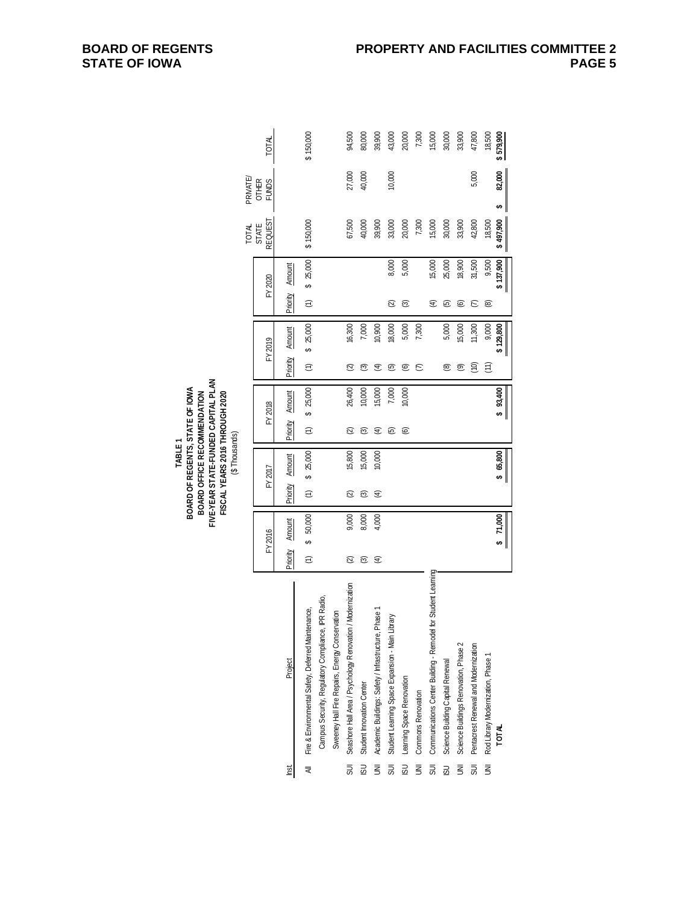**TABLE 1**
**BOARD OF REGENTS, STATE OF IOWA**
**BOARD OFFICE RECOMMENDATION**
**FIVE-YEAR STATE-FUNDED CAPITAL PLAN**
**FISCAL YEARS 2016 THROUGH 2020**
($ Thousands)

| | | FY 2016 | | FY 2017 | | FY 2018 | | FY 2019 | | FY 2020 | | TOTAL STATE REQUEST | PRIVATE/ OTHER FUNDS | TOTAL |
|---|---|---|---|---|---|---|---|---|---|---|---|---|---|---|
| Inst. | Project | Priority | Amount | Priority | Amount | Priority | Amount | Priority | Amount | Priority | Amount | | | |
| All | Fire & Environmental Safety, Deferred Maintenance, Campus Security, Regulatory Compliance, IPR Radio, Sweeney Hall Fire Repairs, Energy Conservation | (1) | $ 50,000 | (1) | $ 25,000 | (1) | $ 25,000 | (1) | $ 25,000 | (1) | $ 25,000 | $ 150,000 | | $ 150,000 |
| SUI | Seashore Hall Area / Psychology Renovation / Modernization | (2) | 9,000 | (2) | 15,800 | (2) | 26,400 | (2) | 16,300 | | | 67,500 | 27,000 | 94,500 |
| ISU | Student Innovation Center | (3) | 8,000 | (3) | 15,000 | (3) | 10,000 | (3) | 7,000 | | | 40,000 | 40,000 | 80,000 |
| UNI | Academic Buildings: Safety / Infrastructure, Phase 1 | (4) | 4,000 | (4) | 10,000 | (4) | 15,000 | (4) | 10,900 | | | 39,900 | | 39,900 |
| SUI | Student Learning Space Expansion - Main Library | | | | | (5) | 7,000 | (5) | 18,000 | (2) | 8,000 | 33,000 | 10,000 | 43,000 |
| ISU | Learning Space Renovation | | | | | (6) | 10,000 | (6) | 5,000 | (3) | 5,000 | 20,000 | | 20,000 |
| UNI | Commons Renovation | | | | | | | (7) | 7,300 | | | 7,300 | | 7,300 |
| SUI | Communications Center Building - Remodel for Student Learning | | | | | | | | | (4) | 15,000 | 15,000 | | 15,000 |
| ISU | Science Building Capital Renewal | | | | | | | (8) | 5,000 | (5) | 25,000 | 30,000 | | 30,000 |
| UNI | Science Buildings Renovation, Phase 2 | | | | | | | (9) | 15,000 | (6) | 18,900 | 33,900 | | 33,900 |
| SUI | Pentacrest Renewal and Modernization | | | | | | | (10) | 11,300 | (7) | 31,500 | 42,800 | 5,000 | 47,800 |
| UNI | Rod Library Modernization, Phase 1 | | | | | | | (11) | 9,000 | (8) | 9,500 | 18,500 | | 18,500 |
| | **TOTAL** | | **$ 71,000** | | **$ 65,800** | | **$ 93,400** | | **$ 129,800** | | **$ 137,900** | **$ 497,900** | **$ 82,000** | **$ 579,900** |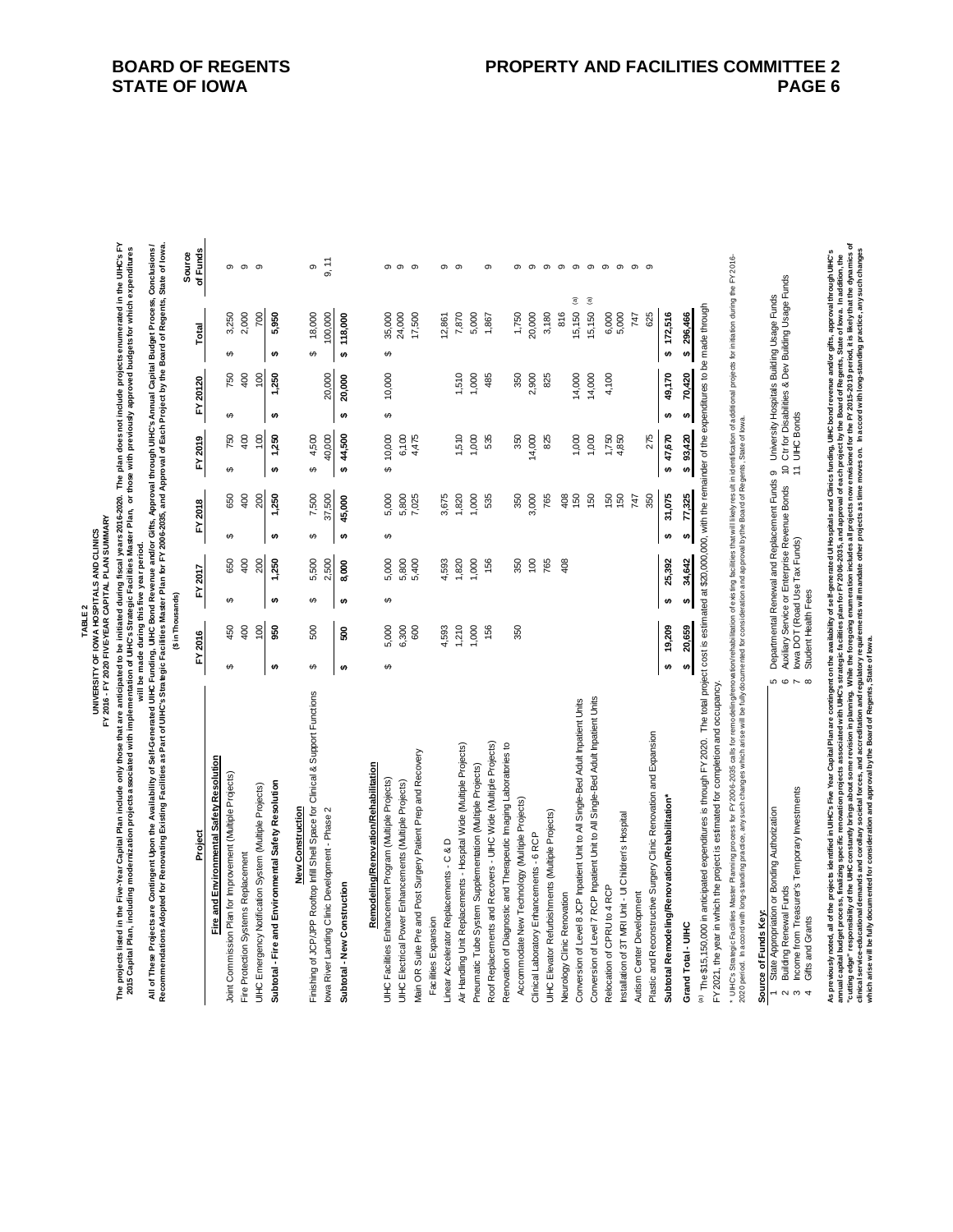**TABLE 2**
**UNIVERSITY OF IOWA HOSPITALS AND CLINICS**
**FY 2016 - FY 2020 FIVE-YEAR CAPITAL PLAN SUMMARY**

**The projects listed in the Five-Year Capital Plan include only those that are anticipated to be initiated during fiscal years 2016-2020. The plan does not include projects enumerated in the UIHC's FY 2015 Capital Plan, including modernization projects associated with implementation of UIHC's Strategic Facilities Master Plan, or those with previously approved budgets for which expenditures will be made during this five year period.**

**All of These Projects are Contingent Upon the Availability of Self-Generated UIHC Funding, UIHC Bond Revenue and/or Gifts, Approval through UIHC's Annual Capital Budget Process, Conclusions / Recommendations Adopted for Renovating Existing Facilities as Part of UIHC's Strategic Facilities Master Plan for FY 2006-2035, and Approval of Each Project by the Board of Regents, State of Iowa.**

($ in Thousands)

| Project | FY 2016 | FY 2017 | FY 2018 | FY 2019 | FY 2020 | Total | Source of Funds |
|---|---|---|---|---|---|---|---|
| **Fire and Environmental Safety Resolution** | | | | | | | |
| Joint Commission Plan for Improvement (Multiple Projects) | $ 450 | $ 650 | $ 650 | $ 750 | $ 750 | $ 3,250 | 9 |
| Fire Protection Systems Replacement | 400 | 400 | 400 | 400 | 400 | 2,000 | 9 |
| UIHC Emergency Notification System (Multiple Projects) | 100 | 200 | 200 | 100 | 100 | 700 | 9 |
| **Subtotal - Fire and Environmental Safety Resolution** | **$ 950** | **$ 1,250** | **$ 1,250** | **$ 1,250** | **$ 1,250** | **$ 5,950** | |
| **New Construction** | | | | | | | |
| Finishing of JCP/JPP Rooftop Infill Shell Space for Clinical & Support Functions | $ 500 | $ 5,500 | $ 7,500 | $ 4,500 | | $ 18,000 | 9 |
| Iowa River Landing Clinic Development - Phase 2 | | 2,500 | 37,500 | 40,000 | 20,000 | 100,000 | 9, 11 |
| **Subtotal - New Construction** | **$ 500** | **$ 8,000** | **$ 45,000** | **$ 44,500** | **$ 20,000** | **$ 118,000** | |
| **Remodeling/Renovation/Rehabilitation** | | | | | | | |
| UIHC Facilities Enhancement Program (Multiple Projects) | $ 5,000 | $ 5,000 | $ 5,000 | $ 10,000 | $ 10,000 | $ 35,000 | 9 |
| UIHC Electrical Power Enhancements (Multiple Projects) | 6,300 | 5,800 | 5,800 | 6,100 | | 24,000 | 9 |
| Main OR Suite Pre and Post Surgery Patient Prep and Recovery Facilities Expansion | 600 | 5,400 | 7,025 | 4,475 | | 17,500 | 9 |
| Linear Accelerator Replacements - C & D | 4,593 | 4,593 | 3,675 | | | 12,861 | 9 |
| Air Handling Unit Replacements - Hospital Wide (Multiple Projects) | 1,210 | 1,820 | 1,820 | 1,510 | 1,510 | 7,870 | 9 |
| Pneumatic Tube System Supplementation (Multiple Projects) | 1,000 | 1,000 | 1,000 | 1,000 | 1,000 | 5,000 | 9 |
| Roof Replacements and Recovers - UIHC Wide (Multiple Projects) | 156 | 156 | 535 | 535 | 485 | 1,867 | 9 |
| Renovation of Diagnostic and Therapeutic Imaging Laboratories to Accommodate New Technology (Multiple Projects) | 350 | 350 | 350 | 350 | 350 | 1,750 | 9 |
| Clinical Laboratory Enhancements - 6 RCP | | 100 | 3,000 | 14,000 | 2,900 | 20,000 | 9 |
| UIHC Elevator Refurbishments (Multiple Projects) | | 765 | 765 | 825 | 825 | 3,180 | 9 |
| Neurology Clinic Renovation | | 408 | 408 | | | 816 | 9 |
| Conversion of Level 8 JCP Inpatient Unit to All Single-Bed Adult Inpatient Units | | | 150 | 1,000 | 14,000 | 15,150 [(a)] | 9 |
| Conversion of Level 7 RCP Inpatient Unit to All Single-Bed Adult Inpatient Units | | | 150 | 1,000 | 14,000 | 15,150 [(a)] | 9 |
| Relocation of CPRU to 4 RCP | | | 150 | 1,750 | 4,100 | 6,000 | 9 |
| Installation of 3T MRI Unit - UI Children's Hospital | | | 150 | 4,850 | | 5,000 | 9 |
| Autism Center Development | | | 747 | | | 747 | 9 |
| Plastic and Reconstructive Surgery Clinic Renovation and Expansion | | | 350 | 275 | | 625 | 9 |
| **Subtotal Remodeling/Renovation/Rehabilitation*** | **$ 19,209** | **$ 25,392** | **$ 31,075** | **$ 47,670** | **$ 49,170** | **$ 172,516** | |
| **Grand Total - UIHC** | **$ 20,659** | **$ 34,642** | **$ 77,325** | **$ 93,420** | **$ 70,420** | **$ 296,466** | |

[(a)] The $15,150,000 in anticipated expenditures is through FY 2020. The total project cost is estimated at $20,000,000, with the remainder of the expenditures to be made through FY 2021, the year in which the project is estimated for completion and occupancy.

\* UIHC's Strategic Facilities Master Planning process for FY 2006-2035 calls for remodeling/renovation/rehabilitation of existing facilities that will likely result in identification of additional projects for initiation during the FY 2016-2020 period. In accord with long-standing practice, any such changes which arise will be fully documented for consideration and approval by the Board of Regents, State of Iowa.

**Source of Funds Key:**

1 State Appropriation or Bonding Authorization
2 Building Renewal Funds
3 Income from Treasurer's Temporary Investments
4 Gifts and Grants
5 Departmental Renewal and Replacement Funds
6 Auxiliary Service or Enterprise Revenue Bonds
7 Iowa DOT (Road Use Tax Funds)
8 Student Health Fees
9 University Hospitals Building Usage Funds
10 Ctr for Disabilities & Dev Building Usage Funds
11 UIHC Bonds

**As previously noted, all of the projects identified in UIHC's Five Year Capital Plan are contingent on the availability of self-generated UI Hospitals and Clinics funding, UIHC bond revenue and/or gifts, approval through UIHC's annual capital budget process, finalizing specific renovation projects associated with UIHC's strategic facilities plan for FY 2006-2035, and approval of each project by the Board of Regents, State of Iowa. In addition, the "cutting edge" responsibility of the UIHC constantly brings about some revision in planning. While the foregoing enumeration includes all projects now envisioned for the FY 2015-2019 period, it is likely that the dynamics of clinical service-educational demands and corollary societal forces, and accreditation and regulatory requirements will mandate other projects as time moves on. In accord with long-standing practice, any such changes which arise will be fully documented for consideration and approval by the Board of Regents, State of Iowa.**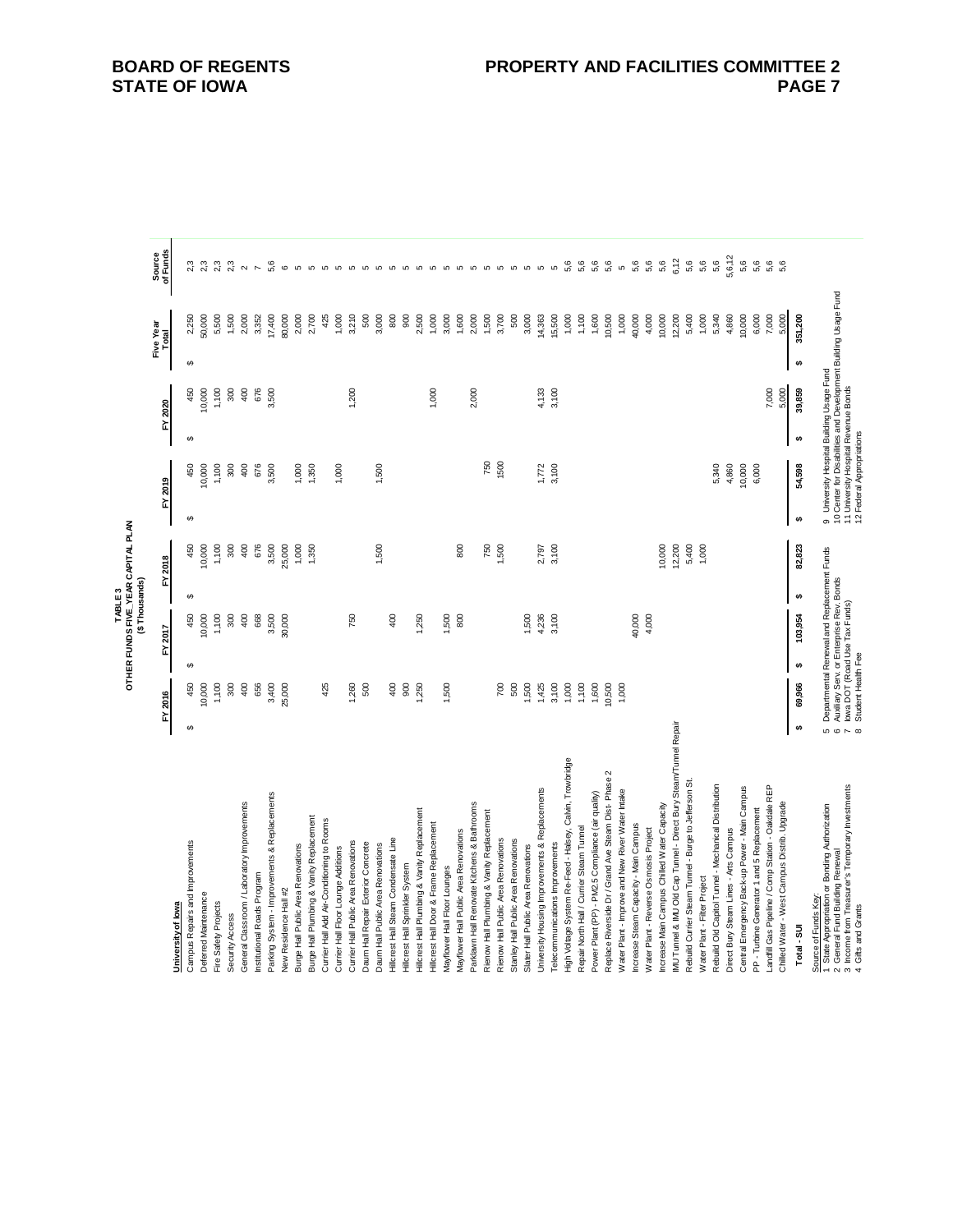**TABLE 3**
**OTHER FUNDS FIVE_YEAR CAPITAL PLAN**
**($ Thousands)**

| University of Iowa | FY 2016 | FY 2017 | FY 2018 | FY 2019 | FY 2020 | Five Year Total | Source of Funds |
|---|---|---|---|---|---|---|---|
| Campus Repairs and Improvements | $ 450 | $ 450 | $ 450 | $ 450 | $ 450 | $ 2,250 | 2,3 |
| Deferred Maintenance | 10,000 | 10,000 | 10,000 | 10,000 | 10,000 | 50,000 | 2,3 |
| Fire Safety Projects | 1,100 | 1,100 | 1,100 | 1,100 | 1,100 | 5,500 | 2,3 |
| Security Access | 300 | 300 | 300 | 300 | 300 | 1,500 | 2,3 |
| General Classroom / Laboratory Improvements | 400 | 400 | 400 | 400 | 400 | 2,000 | 2 |
| Institutional Roads Program | 656 | 668 | 676 | 676 | 676 | 3,352 | 7 |
| Parking System - Improvements & Replacements | 3,400 | 3,500 | 3,500 | 3,500 | 3,500 | 17,400 | 5,6 |
| New Residence Hall #2 | 25,000 | 30,000 | 25,000 | | | 80,000 | 6 |
| Burge Hall Public Area Renovations | | | 1,000 | 1,000 | | 2,000 | 5 |
| Burge Hall Plumbing & Vanity Replacement | | | 1,350 | 1,350 | | 2,700 | 5 |
| Currier Hall Add Air-Conditioning to Rooms | 425 | | | | | 425 | 5 |
| Currier Hall Floor Lounge Additions | | | | 1,000 | | 1,000 | 5 |
| Currier Hall Public Area Renovations | 1,260 | 750 | | | 1,200 | 3,210 | 5 |
| Daum Hall Repair Exterior Concrete | 500 | | | | | 500 | 5 |
| Daum Hall Public Area Renovations | | | 1,500 | 1,500 | | 3,000 | 5 |
| Hillcrest Hall Steam Condensate Line | 400 | 400 | | | | 800 | 5 |
| Hillcrest Hall Sprinkler System | 900 | | | | | 900 | 5 |
| Hillcrest Hall Plumbing & Vanity Replacement | 1,250 | 1,250 | | | | 2,500 | 5 |
| Hillcrest Hall Door & Frame Replacement | | | | | 1,000 | 1,000 | 5 |
| Mayflower Hall Floor Lounges | 1,500 | 1,500 | | | | 3,000 | 5 |
| Mayflower Hall Public Area Renovations | | 800 | 800 | | | 1,600 | 5 |
| Parklawn Hall Renovate Kitchens & Bathrooms | | | | | 2,000 | 2,000 | 5 |
| Rienow Hall Plumbing & Vanity Replacement | | | 750 | 750 | | 1,500 | 5 |
| Rienow Hall Public Area Renovations | 700 | | 1,500 | 1500 | | 3,700 | 5 |
| Stanley Hall Public Area Renovations | 500 | | | | | 500 | 5 |
| Slater Hall Public Area Renovations | 1,500 | 1,500 | | | | 3,000 | 5 |
| University Housing Improvements & Replacements | 1,425 | 4,236 | 2,797 | 1,772 | 4,133 | 14,363 | 5 |
| Telecommunications Improvements | 3,100 | 3,100 | 3,100 | 3,100 | 3,100 | 15,500 | 5 |
| High Voltage System Re-Feed - Halsey, Calvin, Trowbridge | 1,000 | | | | | 1,000 | 5,6 |
| Repair North Hall / Currier Steam Tunnel | 1,100 | | | | | 1,100 | 5,6 |
| Power Plant (PP) - PM2.5 Compliance (air quality) | 1,600 | | | | | 1,600 | 5,6 |
| Replace Riverside Dr / Grand Ave Steam Dist- Phase 2 | 10,500 | | | | | 10,500 | 5,6 |
| Water Plant - Improve and New River Water Intake | 1,000 | | | | | 1,000 | 5 |
| Increase Steam Capacity - Main Campus | | 40,000 | | | | 40,000 | 5,6 |
| Water Plant - Reverse Osmosis Project | | 4,000 | | | | 4,000 | 5,6 |
| Increase Main Campus Chilled Water Capacity | | | 10,000 | | | 10,000 | 5,6 |
| IMU Tunnel & IMU Old Cap Tunnel - Direct Bury Steam/Tunnel Repair | | | 12,200 | | | 12,200 | 6,12 |
| Rebuild Currier Steam Tunnel - Burge to Jefferson St. | | | 5,400 | | | 5,400 | 5,6 |
| Water Plant - Filter Project | | | 1,000 | | | 1,000 | 5,6 |
| Rebuild Old Capitol Tunnel - Mechanical Distribution | | | | 5,340 | | 5,340 | 5,6 |
| Direct Bury Steam Lines - Arts Campus | | | | 4,860 | | 4,860 | 5,6,12 |
| Central Emergency Back-up Power - Main Campus | | | | 10,000 | | 10,000 | 5,6 |
| PP - Turbine Generator 1 and 5 Replacement | | | | 6,000 | | 6,000 | 5,6 |
| Landfill Gas Pipeline / Comp Station - Oakdale REP | | | | | 7,000 | 7,000 | 5,6 |
| Chilled Water - West Campus Distrib. Upgrade | | | | | 5,000 | 5,000 | 5,6 |
| **Total - SUI** | **$ 69,966** | **$ 103,954** | **$ 82,823** | **$ 54,598** | **$ 39,859** | **$ 351,200** | |

Source of Funds Key:
1 State Appropriation or Bonding Authorization
2 General Fund Building Renewal
3 Income from Treasurer's Temporary Investments
4 Gifts and Grants
5 Departmental Renewal and Replacement Funds
6 Auxiliary Serv. or Enterprise Rev. Bonds
7 Iowa DOT (Road Use Tax Funds)
8 Student Health Fee
9 University Hospital Building Usage Fund
10 Center for Disabilities and Development Building Usage Fund
11 University Hospital Revenue Bonds
12 Federal Appropriations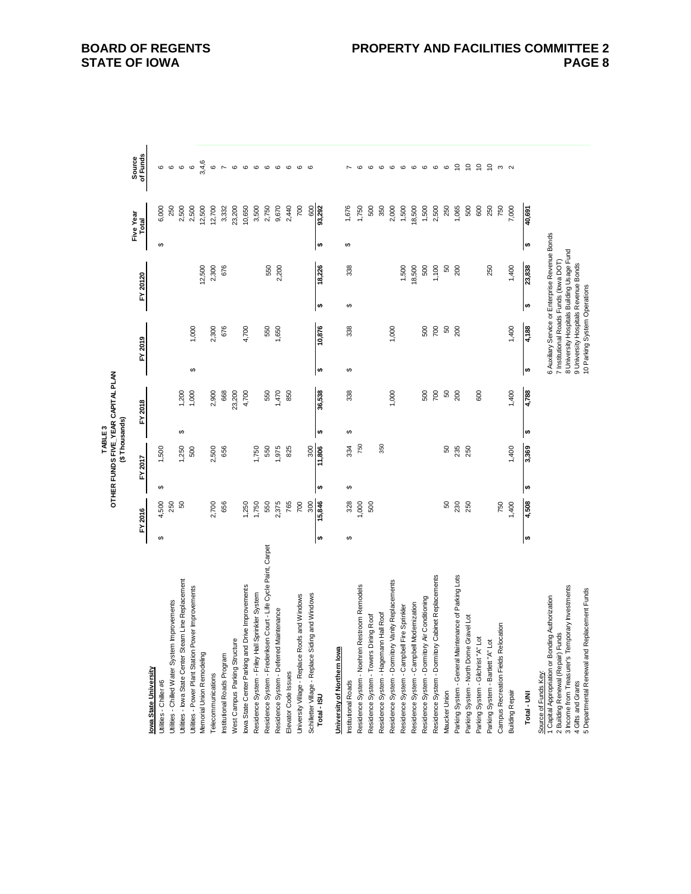**TABLE 3**
**OTHER FUNDS FIVE YEAR CAPITAL PLAN**
**($ Thousands)**

| | FY 2016 | FY 2017 | FY 2018 | FY 2019 | FY 20120 | Five Year Total | Source of Funds |
|---|---|---|---|---|---|---|---|
| **Iowa State University** | | | | | | | |
| Utilities - Chiller #6 | $ 4,500 | $ 1,500 | | | | $ 6,000 | 6 |
| Utilities - Chilled Water System Improvements | 250 | | | | | 250 | 6 |
| Utilities - Iowa State Center Steam Line Replacement | 50 | 1,250 | $ 1,200 | | | 2,500 | 6 |
| Utilities - Power Plant Station Power Improvements | | 500 | 1,000 | $ 1,000 | | 2,500 | 6 |
| Memorial Union Remodeling | | | | | 12,500 | 12,500 | 3,4,6 |
| Telecommunications | 2,700 | 2,500 | 2,900 | 2,300 | 2,300 | 12,700 | 6 |
| Institutional Roads Program | 656 | 656 | 668 | 676 | 676 | 3,332 | 7 |
| West Campus Parking Structure | | | 23,200 | | | 23,200 | 6 |
| Iowa State Center Parking and Drive Improvements | 1,250 | | 4,700 | 4,700 | | 10,650 | 6 |
| Residence System - Friley Hall Sprinkler System | 1,750 | 1,750 | | | | 3,500 | 6 |
| Residence System - Frederiksen Court - Life Cycle Paint, Carpet | 550 | 550 | 550 | 550 | 550 | 2,750 | 6 |
| Residence System - Deferred Maintenance | 2,375 | 1,975 | 1,470 | 1,650 | 2,200 | 9,670 | 6 |
| Elevator Code Issues | 765 | 825 | 850 | | | 2,440 | 6 |
| University Village - Replace Roofs and Windows | 700 | | | | | 700 | 6 |
| Schilletter Village - Replace Siding and Windows | 300 | 300 | | | | 600 | 6 |
| **Total - ISU** | **$ 15,846** | **$ 11,806** | **$ 36,538** | **$ 10,876** | **$ 18,226** | **$ 93,292** | |
| **University of Northern Iowa** | | | | | | | |
| Institutional Roads | $ 328 | $ 334 | $ 338 | $ 338 | $ 338 | $ 1,676 | 7 |
| Residence System - Noehren Restroom Remodels | 1,000 | 750 | | | | 1,750 | 6 |
| Residence System - Towers Dining Roof | 500 | | | | | 500 | 6 |
| Residence System - Hagemann Hall Roof | | 350 | | | | 350 | 6 |
| Residence System - Dormitory Vanity Replacements | | | 1,000 | 1,000 | | 2,000 | 6 |
| Residence System - Campbell Fire Sprinkler | | | | | 1,500 | 1,500 | 6 |
| Residence System - Campbell Modernization | | | | | 18,500 | 18,500 | 6 |
| Residence System - Dormitory Air Conditioning | | | 500 | 500 | 500 | 1,500 | 6 |
| Residence System - Dormitory Cabinet Replacements | | | 700 | 700 | 1,100 | 2,500 | 6 |
| Maucker Union | 50 | 50 | 50 | 50 | 50 | 250 | 6 |
| Parking System - General Maintenance of Parking Lots | 230 | 235 | 200 | 200 | 200 | 1,065 | 10 |
| Parking System - North Dome Gravel Lot | 250 | 250 | | | | 500 | 10 |
| Parking System - Gilchrist "A" Lot | | | 600 | | | 600 | 10 |
| Parking System - Bartlett "A" Lot | | | | | 250 | 250 | 10 |
| Campus Recreation Fields Relocation | 750 | | | | | 750 | 3 |
| Building Repair | 1,400 | 1,400 | 1,400 | 1,400 | 1,400 | 7,000 | 2 |
| **Total - UNI** | **$ 4,508** | **$ 3,369** | **$ 4,788** | **$ 4,188** | **$ 23,838** | **$ 40,691** | |

Source of Funds Key:

1 Capital Appropriation or Bonding Authorization
2 Building Renewal (Repair) Funds
3 Income from Treasurer's Temporary Investments
4 Gifts and Grants
5 Departmental Renewal and Replacement Funds
6 Auxiliary Service or Enterprise Revenue Bonds
7 Institutional Roads Funds (Iowa DOT)
8 University Hospitals Building Usage Fund
9 University Hospitals Revenue Bonds
10 Parking System Operations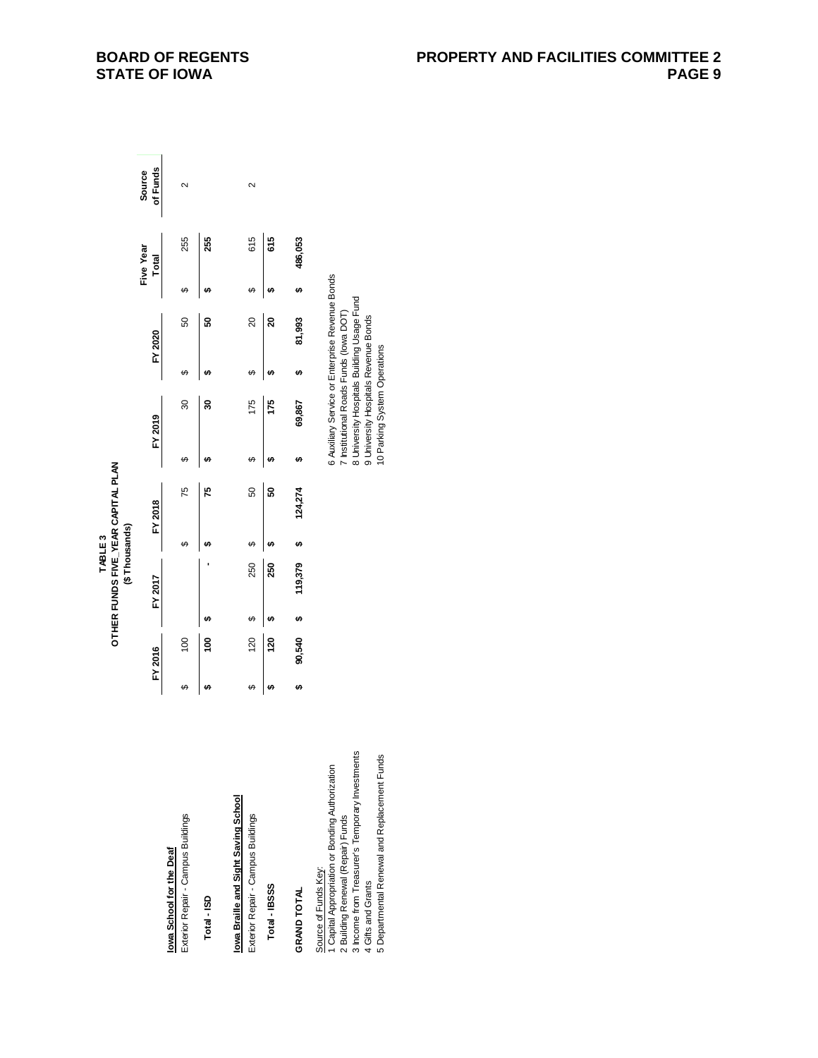# TABLE 3
## OTHER FUNDS FIVE YEAR CAPITAL PLAN
### ($ Thousands)

| | FY 2016 | FY 2017 | FY 2018 | FY 2019 | FY 2020 | Five Year Total | Source of Funds |
|---|---|---|---|---|---|---|---|
| **Iowa School for the Deaf** | | | | | | | |
| Exterior Repair - Campus Buildings | $ 100 | | $ 75 | $ 30 | $ 50 | $ 255 | 2 |
| **Total - ISD** | **$ 100** | **$ -** | **$ 75** | **$ 30** | **$ 50** | **$ 255** | |
| **Iowa Braille and Sight Saving School** | | | | | | | |
| Exterior Repair - Campus Buildings | $ 120 | $ 250 | $ 50 | $ 175 | $ 20 | $ 615 | 2 |
| **Total - IBSSS** | **$ 120** | **$ 250** | **$ 50** | **$ 175** | **$ 20** | **$ 615** | |
| **GRAND TOTAL** | **$ 90,540** | **$ 119,379** | **$ 124,274** | **$ 69,867** | **$ 81,993** | **$ 486,053** | |

Source of Funds Key:
1 Capital Appropriation or Bonding Authorization
2 Building Renewal (Repair) Funds
3 Income from Treasurer's Temporary Investments
4 Gifts and Grants
5 Departmental Renewal and Replacement Funds
6 Auxiliary Service or Enterprise Revenue Bonds
7 Institutional Roads Funds (Iowa DOT)
8 University Hospitals Building Usage Fund
9 University Hospitals Revenue Bonds
10 Parking System Operations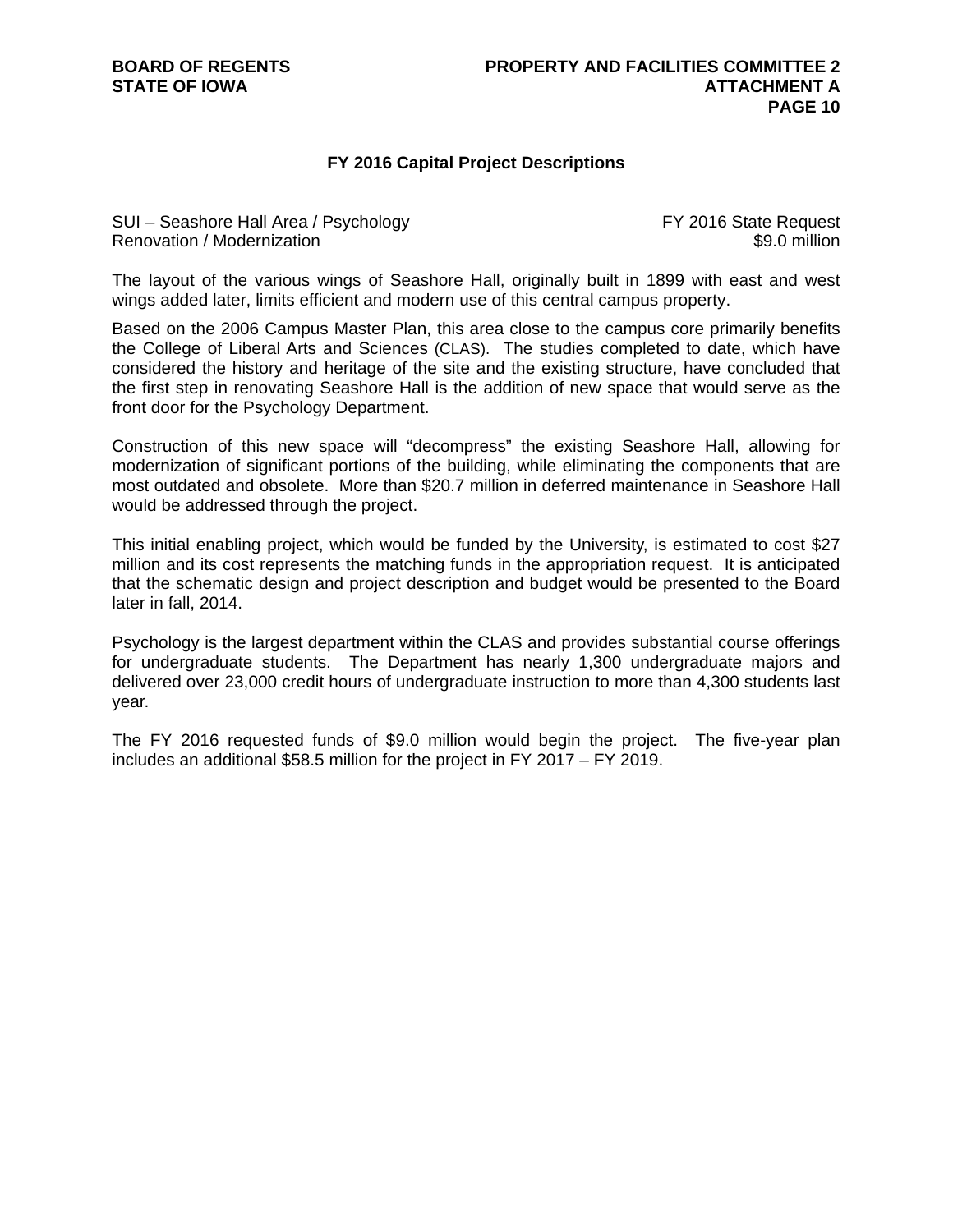## FY 2016 Capital Project Descriptions

SUI – Seashore Hall Area / Psychology Renovation / Modernization — FY 2016 State Request $9.0 million

The layout of the various wings of Seashore Hall, originally built in 1899 with east and west wings added later, limits efficient and modern use of this central campus property.

Based on the 2006 Campus Master Plan, this area close to the campus core primarily benefits the College of Liberal Arts and Sciences (CLAS). The studies completed to date, which have considered the history and heritage of the site and the existing structure, have concluded that the first step in renovating Seashore Hall is the addition of new space that would serve as the front door for the Psychology Department.

Construction of this new space will "decompress" the existing Seashore Hall, allowing for modernization of significant portions of the building, while eliminating the components that are most outdated and obsolete. More than $20.7 million in deferred maintenance in Seashore Hall would be addressed through the project.

This initial enabling project, which would be funded by the University, is estimated to cost $27 million and its cost represents the matching funds in the appropriation request. It is anticipated that the schematic design and project description and budget would be presented to the Board later in fall, 2014.

Psychology is the largest department within the CLAS and provides substantial course offerings for undergraduate students. The Department has nearly 1,300 undergraduate majors and delivered over 23,000 credit hours of undergraduate instruction to more than 4,300 students last year.

The FY 2016 requested funds of $9.0 million would begin the project. The five-year plan includes an additional $58.5 million for the project in FY 2017 – FY 2019.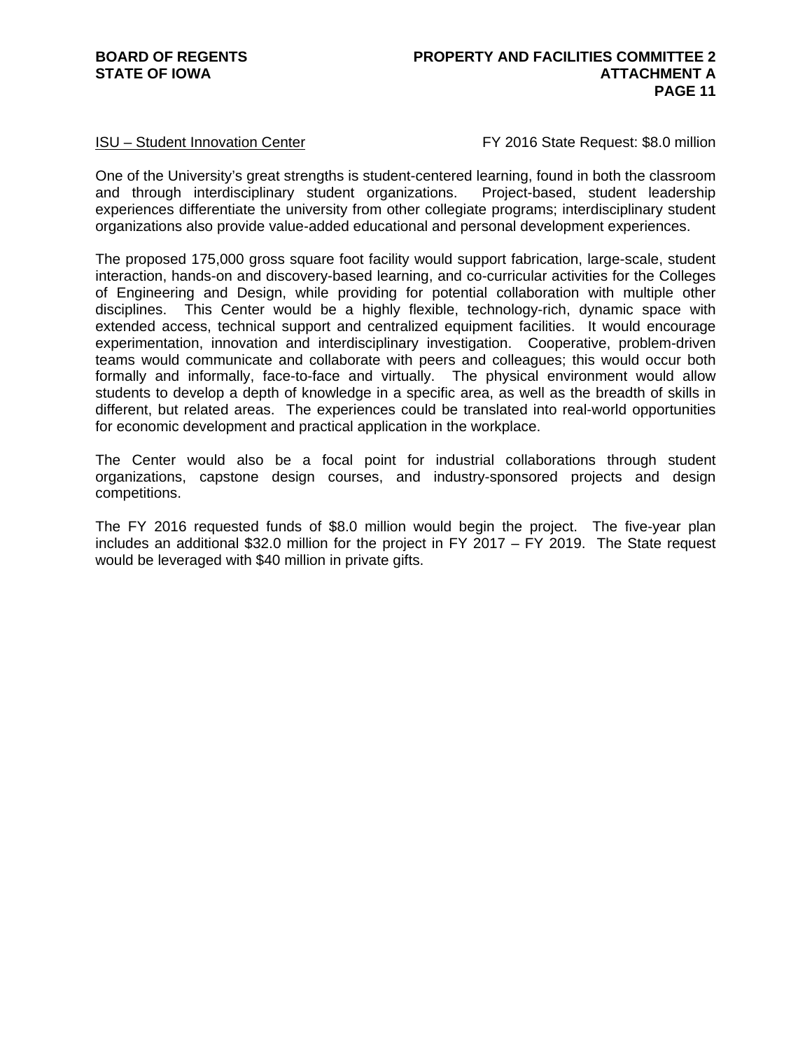ISU – Student Innovation Center FY 2016 State Request: $8.0 million

One of the University's great strengths is student-centered learning, found in both the classroom and through interdisciplinary student organizations. Project-based, student leadership experiences differentiate the university from other collegiate programs; interdisciplinary student organizations also provide value-added educational and personal development experiences.

The proposed 175,000 gross square foot facility would support fabrication, large-scale, student interaction, hands-on and discovery-based learning, and co-curricular activities for the Colleges of Engineering and Design, while providing for potential collaboration with multiple other disciplines. This Center would be a highly flexible, technology-rich, dynamic space with extended access, technical support and centralized equipment facilities. It would encourage experimentation, innovation and interdisciplinary investigation. Cooperative, problem-driven teams would communicate and collaborate with peers and colleagues; this would occur both formally and informally, face-to-face and virtually. The physical environment would allow students to develop a depth of knowledge in a specific area, as well as the breadth of skills in different, but related areas. The experiences could be translated into real-world opportunities for economic development and practical application in the workplace.

The Center would also be a focal point for industrial collaborations through student organizations, capstone design courses, and industry-sponsored projects and design competitions.

The FY 2016 requested funds of $8.0 million would begin the project. The five-year plan includes an additional $32.0 million for the project in FY 2017 – FY 2019. The State request would be leveraged with $40 million in private gifts.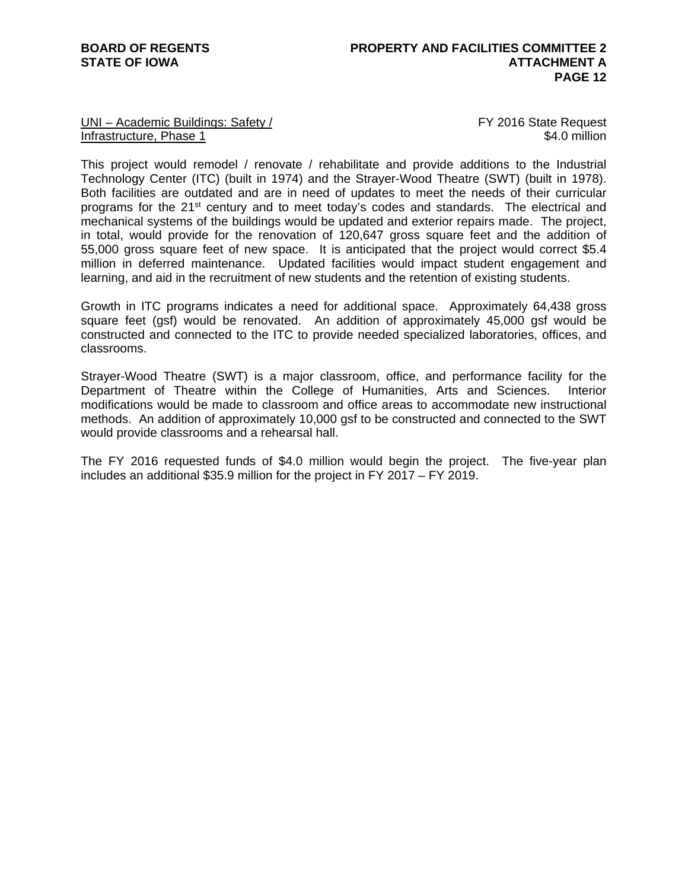UNI – Academic Buildings: Safety / Infrastructure, Phase 1

FY 2016 State Request
$4.0 million

This project would remodel / renovate / rehabilitate and provide additions to the Industrial Technology Center (ITC) (built in 1974) and the Strayer-Wood Theatre (SWT) (built in 1978). Both facilities are outdated and are in need of updates to meet the needs of their curricular programs for the 21st century and to meet today's codes and standards. The electrical and mechanical systems of the buildings would be updated and exterior repairs made. The project, in total, would provide for the renovation of 120,647 gross square feet and the addition of 55,000 gross square feet of new space. It is anticipated that the project would correct $5.4 million in deferred maintenance. Updated facilities would impact student engagement and learning, and aid in the recruitment of new students and the retention of existing students.

Growth in ITC programs indicates a need for additional space. Approximately 64,438 gross square feet (gsf) would be renovated. An addition of approximately 45,000 gsf would be constructed and connected to the ITC to provide needed specialized laboratories, offices, and classrooms.

Strayer-Wood Theatre (SWT) is a major classroom, office, and performance facility for the Department of Theatre within the College of Humanities, Arts and Sciences. Interior modifications would be made to classroom and office areas to accommodate new instructional methods. An addition of approximately 10,000 gsf to be constructed and connected to the SWT would provide classrooms and a rehearsal hall.

The FY 2016 requested funds of $4.0 million would begin the project. The five-year plan includes an additional $35.9 million for the project in FY 2017 – FY 2019.